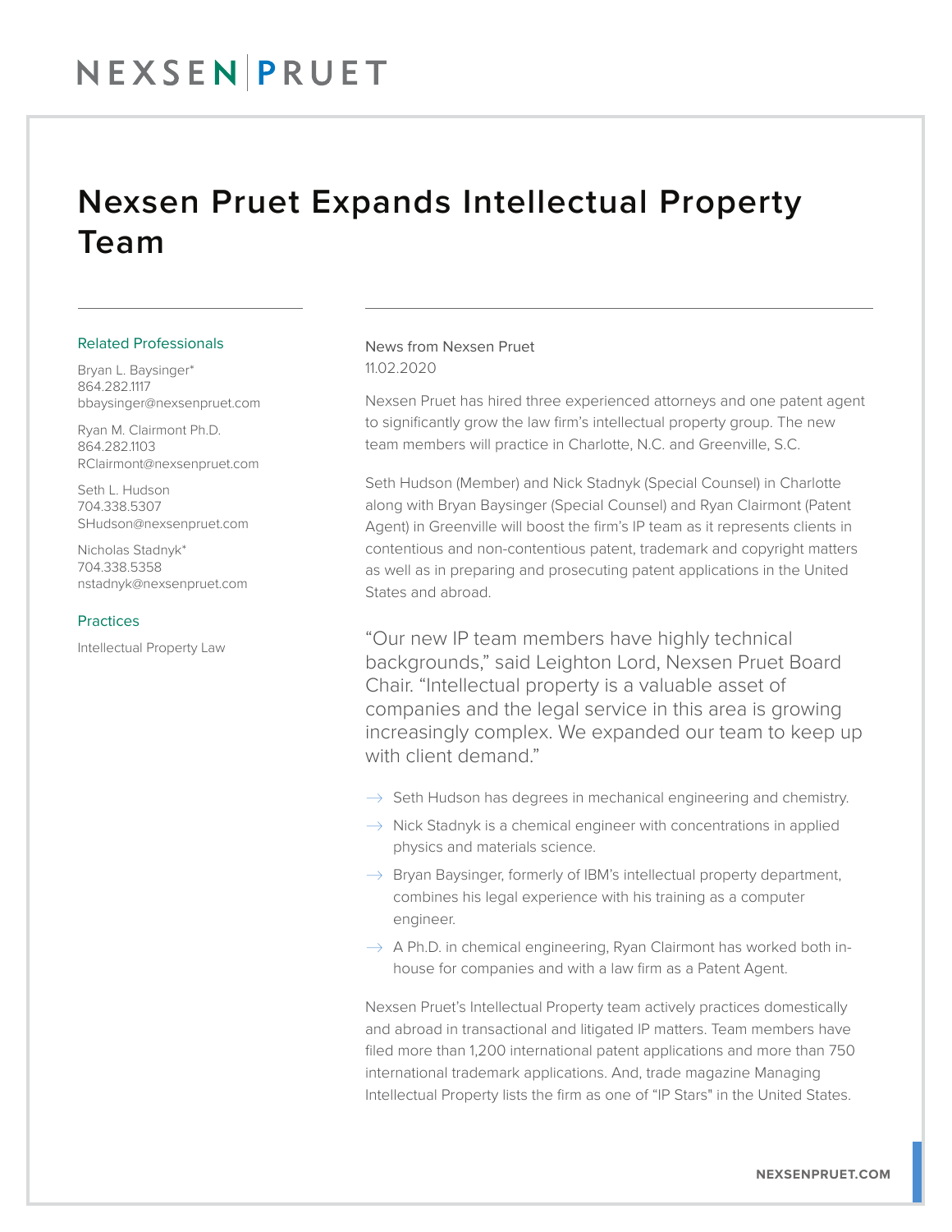# Nexsen Pruet Expands Intellectual Property Team

Related Professionals

Bryan L. Baysinger*
864.282.1117
bbaysinger@nexsenpruet.com

Ryan M. Clairmont Ph.D.
864.282.1103
RClairmont@nexsenpruet.com

Seth L. Hudson
704.338.5307
SHudson@nexsenpruet.com

Nicholas Stadnyk*
704.338.5358
nstadnyk@nexsenpruet.com

Practices

Intellectual Property Law

News from Nexsen Pruet
11.02.2020

Nexsen Pruet has hired three experienced attorneys and one patent agent to significantly grow the law firm's intellectual property group. The new team members will practice in Charlotte, N.C. and Greenville, S.C.

Seth Hudson (Member) and Nick Stadnyk (Special Counsel) in Charlotte along with Bryan Baysinger (Special Counsel) and Ryan Clairmont (Patent Agent) in Greenville will boost the firm's IP team as it represents clients in contentious and non-contentious patent, trademark and copyright matters as well as in preparing and prosecuting patent applications in the United States and abroad.

"Our new IP team members have highly technical backgrounds," said Leighton Lord, Nexsen Pruet Board Chair. "Intellectual property is a valuable asset of companies and the legal service in this area is growing increasingly complex. We expanded our team to keep up with client demand."

- Seth Hudson has degrees in mechanical engineering and chemistry.
- Nick Stadnyk is a chemical engineer with concentrations in applied physics and materials science.
- Bryan Baysinger, formerly of IBM's intellectual property department, combines his legal experience with his training as a computer engineer.
- A Ph.D. in chemical engineering, Ryan Clairmont has worked both in-house for companies and with a law firm as a Patent Agent.

Nexsen Pruet's Intellectual Property team actively practices domestically and abroad in transactional and litigated IP matters. Team members have filed more than 1,200 international patent applications and more than 750 international trademark applications. And, trade magazine Managing Intellectual Property lists the firm as one of "IP Stars" in the United States.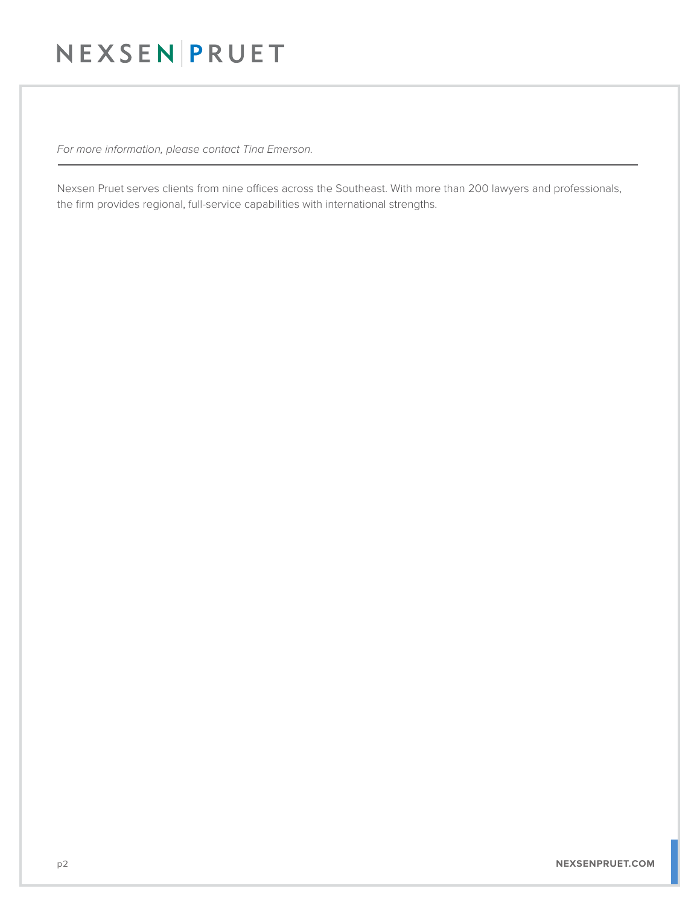*For more information, please contact Tina Emerson.*

---

Nexsen Pruet serves clients from nine offices across the Southeast. With more than 200 lawyers and professionals, the firm provides regional, full-service capabilities with international strengths.